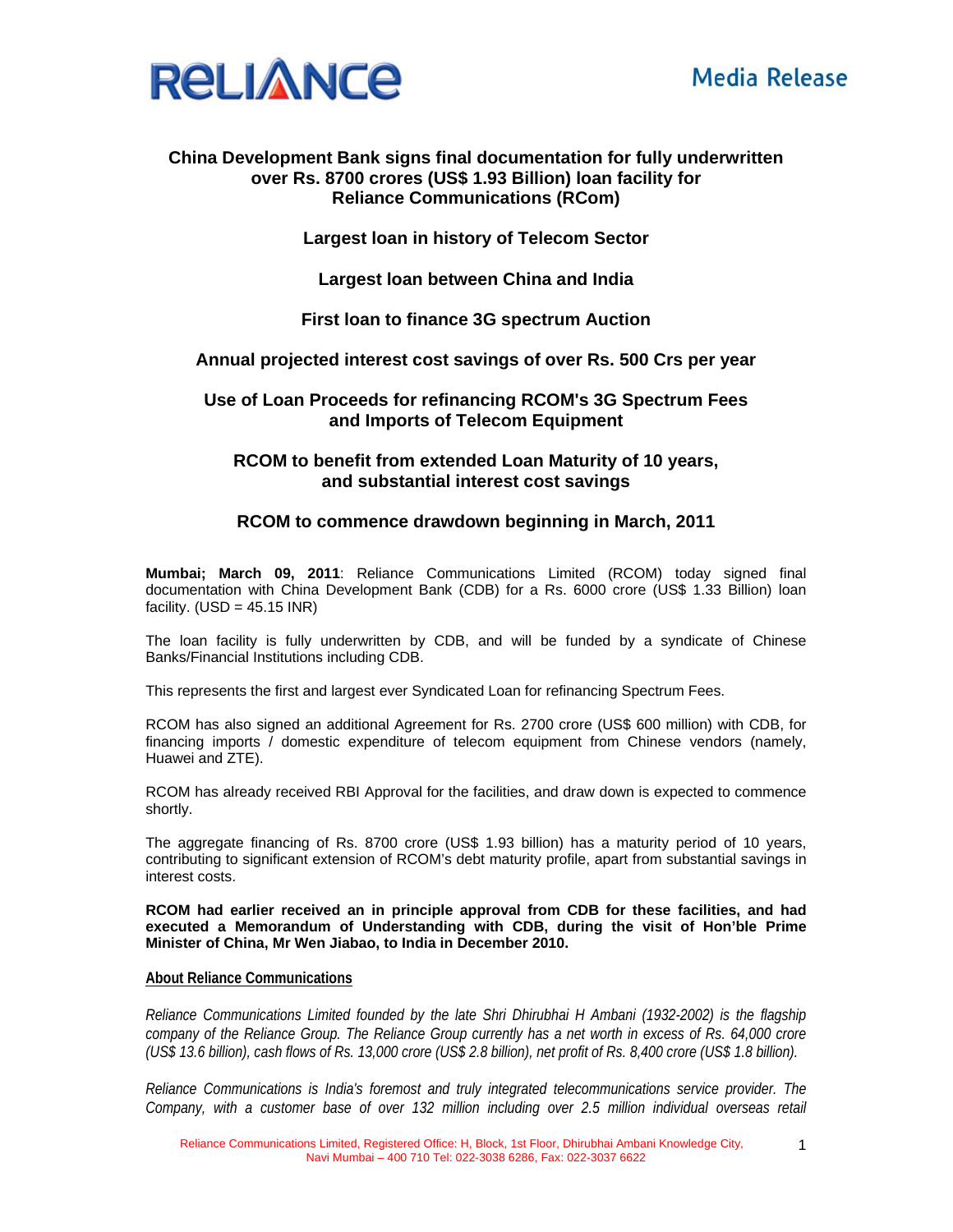**RELIANCE** **Media Release**

# China Development Bank signs final documentation for fully underwritten over Rs. 8700 crores (US$ 1.93 Billion) loan facility for Reliance Communications (RCom)

## Largest loan in history of Telecom Sector

## Largest loan between China and India

## First loan to finance 3G spectrum Auction

## Annual projected interest cost savings of over Rs. 500 Crs per year

## Use of Loan Proceeds for refinancing RCOM's 3G Spectrum Fees and Imports of Telecom Equipment

## RCOM to benefit from extended Loan Maturity of 10 years, and substantial interest cost savings

## RCOM to commence drawdown beginning in March, 2011

**Mumbai; March 09, 2011**: Reliance Communications Limited (RCOM) today signed final documentation with China Development Bank (CDB) for a Rs. 6000 crore (US$ 1.33 Billion) loan facility. (USD = 45.15 INR)

The loan facility is fully underwritten by CDB, and will be funded by a syndicate of Chinese Banks/Financial Institutions including CDB.

This represents the first and largest ever Syndicated Loan for refinancing Spectrum Fees.

RCOM has also signed an additional Agreement for Rs. 2700 crore (US$ 600 million) with CDB, for financing imports / domestic expenditure of telecom equipment from Chinese vendors (namely, Huawei and ZTE).

RCOM has already received RBI Approval for the facilities, and draw down is expected to commence shortly.

The aggregate financing of Rs. 8700 crore (US$ 1.93 billion) has a maturity period of 10 years, contributing to significant extension of RCOM's debt maturity profile, apart from substantial savings in interest costs.

**RCOM had earlier received an in principle approval from CDB for these facilities, and had executed a Memorandum of Understanding with CDB, during the visit of Hon'ble Prime Minister of China, Mr Wen Jiabao, to India in December 2010.**

**About Reliance Communications**

*Reliance Communications Limited founded by the late Shri Dhirubhai H Ambani (1932-2002) is the flagship company of the Reliance Group. The Reliance Group currently has a net worth in excess of Rs. 64,000 crore (US$ 13.6 billion), cash flows of Rs. 13,000 crore (US$ 2.8 billion), net profit of Rs. 8,400 crore (US$ 1.8 billion).*

*Reliance Communications is India's foremost and truly integrated telecommunications service provider. The Company, with a customer base of over 132 million including over 2.5 million individual overseas retail*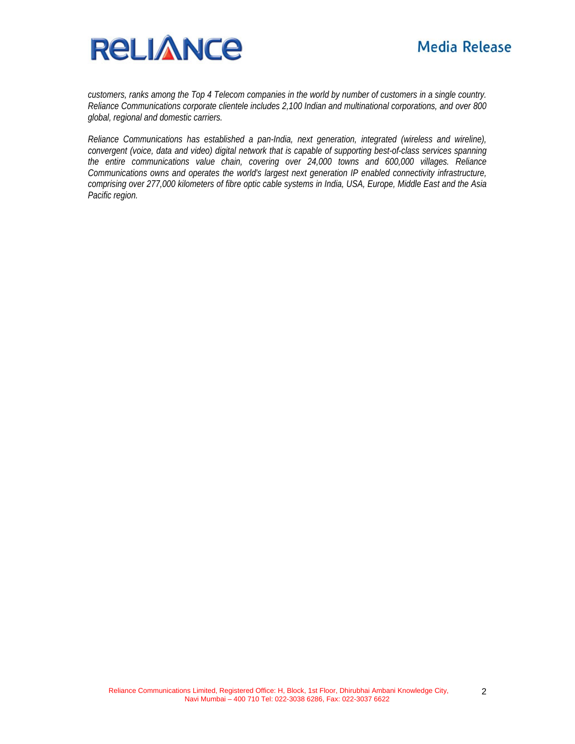*customers, ranks among the Top 4 Telecom companies in the world by number of customers in a single country. Reliance Communications corporate clientele includes 2,100 Indian and multinational corporations, and over 800 global, regional and domestic carriers.*

*Reliance Communications has established a pan-India, next generation, integrated (wireless and wireline), convergent (voice, data and video) digital network that is capable of supporting best-of-class services spanning the entire communications value chain, covering over 24,000 towns and 600,000 villages. Reliance Communications owns and operates the world's largest next generation IP enabled connectivity infrastructure, comprising over 277,000 kilometers of fibre optic cable systems in India, USA, Europe, Middle East and the Asia Pacific region.*